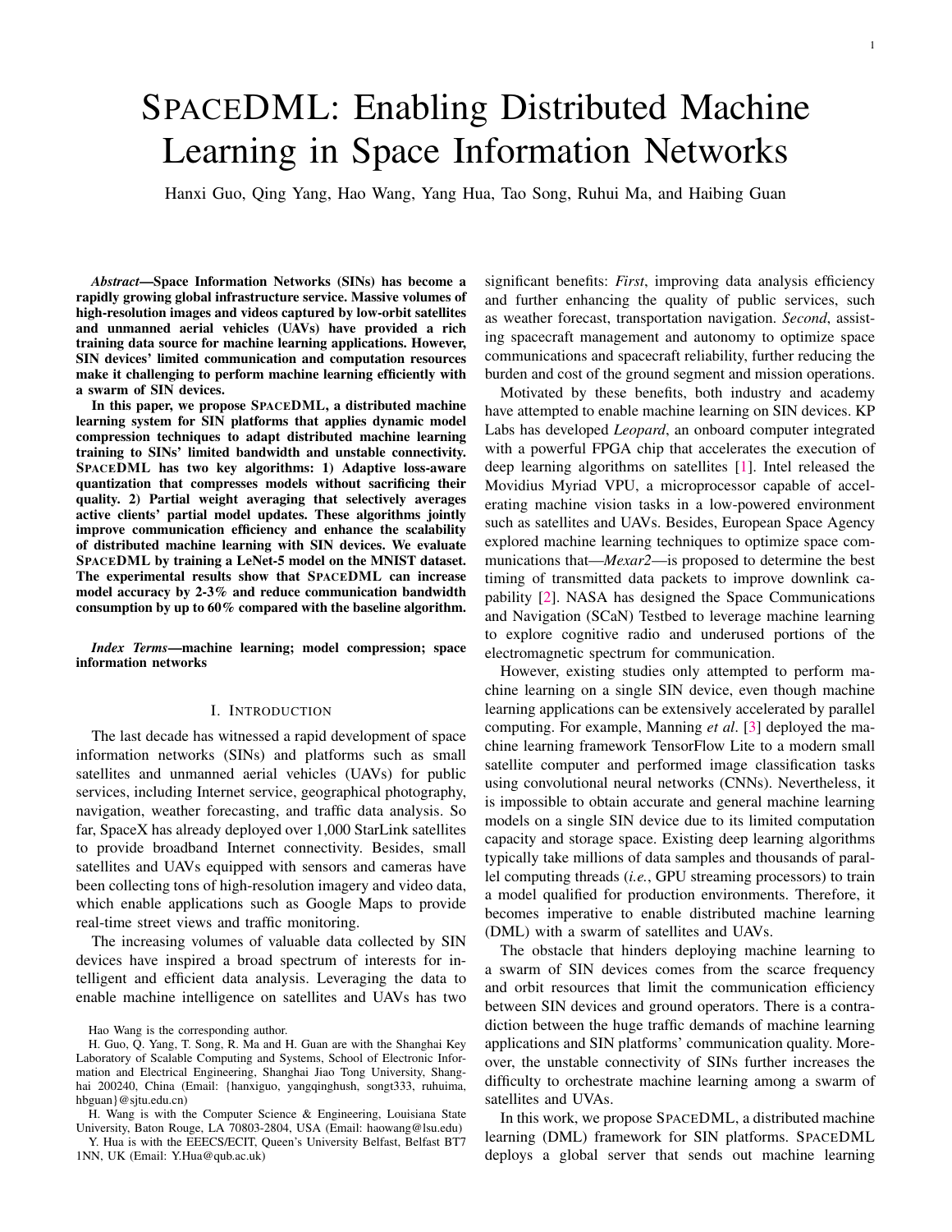# SPACEDML: Enabling Distributed Machine Learning in Space Information Networks

Hanxi Guo, Qing Yang, Hao Wang, Yang Hua, Tao Song, Ruhui Ma, and Haibing Guan

***Abstract*—Space Information Networks (SINs) has become a rapidly growing global infrastructure service. Massive volumes of high-resolution images and videos captured by low-orbit satellites and unmanned aerial vehicles (UAVs) have provided a rich training data source for machine learning applications. However, SIN devices' limited communication and computation resources make it challenging to perform machine learning efficiently with a swarm of SIN devices.**

**In this paper, we propose SPACEDML, a distributed machine learning system for SIN platforms that applies dynamic model compression techniques to adapt distributed machine learning training to SINs' limited bandwidth and unstable connectivity. SPACEDML has two key algorithms: 1) Adaptive loss-aware quantization that compresses models without sacrificing their quality. 2) Partial weight averaging that selectively averages active clients' partial model updates. These algorithms jointly improve communication efficiency and enhance the scalability of distributed machine learning with SIN devices. We evaluate SPACEDML by training a LeNet-5 model on the MNIST dataset. The experimental results show that SPACEDML can increase model accuracy by 2-3% and reduce communication bandwidth consumption by up to 60% compared with the baseline algorithm.**

***Index Terms*—machine learning; model compression; space information networks**

## I. INTRODUCTION

The last decade has witnessed a rapid development of space information networks (SINs) and platforms such as small satellites and unmanned aerial vehicles (UAVs) for public services, including Internet service, geographical photography, navigation, weather forecasting, and traffic data analysis. So far, SpaceX has already deployed over 1,000 StarLink satellites to provide broadband Internet connectivity. Besides, small satellites and UAVs equipped with sensors and cameras have been collecting tons of high-resolution imagery and video data, which enable applications such as Google Maps to provide real-time street views and traffic monitoring.

The increasing volumes of valuable data collected by SIN devices have inspired a broad spectrum of interests for intelligent and efficient data analysis. Leveraging the data to enable machine intelligence on satellites and UAVs has two significant benefits: *First*, improving data analysis efficiency and further enhancing the quality of public services, such as weather forecast, transportation navigation. *Second*, assisting spacecraft management and autonomy to optimize space communications and spacecraft reliability, further reducing the burden and cost of the ground segment and mission operations.

Motivated by these benefits, both industry and academy have attempted to enable machine learning on SIN devices. KP Labs has developed *Leopard*, an onboard computer integrated with a powerful FPGA chip that accelerates the execution of deep learning algorithms on satellites [1]. Intel released the Movidius Myriad VPU, a microprocessor capable of accelerating machine vision tasks in a low-powered environment such as satellites and UAVs. Besides, European Space Agency explored machine learning techniques to optimize space communications that—*Mexar2*—is proposed to determine the best timing of transmitted data packets to improve downlink capability [2]. NASA has designed the Space Communications and Navigation (SCaN) Testbed to leverage machine learning to explore cognitive radio and underused portions of the electromagnetic spectrum for communication.

However, existing studies only attempted to perform machine learning on a single SIN device, even though machine learning applications can be extensively accelerated by parallel computing. For example, Manning *et al*. [3] deployed the machine learning framework TensorFlow Lite to a modern small satellite computer and performed image classification tasks using convolutional neural networks (CNNs). Nevertheless, it is impossible to obtain accurate and general machine learning models on a single SIN device due to its limited computation capacity and storage space. Existing deep learning algorithms typically take millions of data samples and thousands of parallel computing threads (*i.e.*, GPU streaming processors) to train a model qualified for production environments. Therefore, it becomes imperative to enable distributed machine learning (DML) with a swarm of satellites and UAVs.

The obstacle that hinders deploying machine learning to a swarm of SIN devices comes from the scarce frequency and orbit resources that limit the communication efficiency between SIN devices and ground operators. There is a contradiction between the huge traffic demands of machine learning applications and SIN platforms' communication quality. Moreover, the unstable connectivity of SINs further increases the difficulty to orchestrate machine learning among a swarm of satellites and UVAs.

In this work, we propose SPACEDML, a distributed machine learning (DML) framework for SIN platforms. SPACEDML deploys a global server that sends out machine learning

Hao Wang is the corresponding author.

H. Guo, Q. Yang, T. Song, R. Ma and H. Guan are with the Shanghai Key Laboratory of Scalable Computing and Systems, School of Electronic Information and Electrical Engineering, Shanghai Jiao Tong University, Shanghai 200240, China (Email: {hanxiguo, yangqinghush, songt333, ruhuima, hbguan}@sjtu.edu.cn)

H. Wang is with the Computer Science & Engineering, Louisiana State University, Baton Rouge, LA 70803-2804, USA (Email: haowang@lsu.edu)

Y. Hua is with the EEECS/ECIT, Queen's University Belfast, Belfast BT7 1NN, UK (Email: Y.Hua@qub.ac.uk)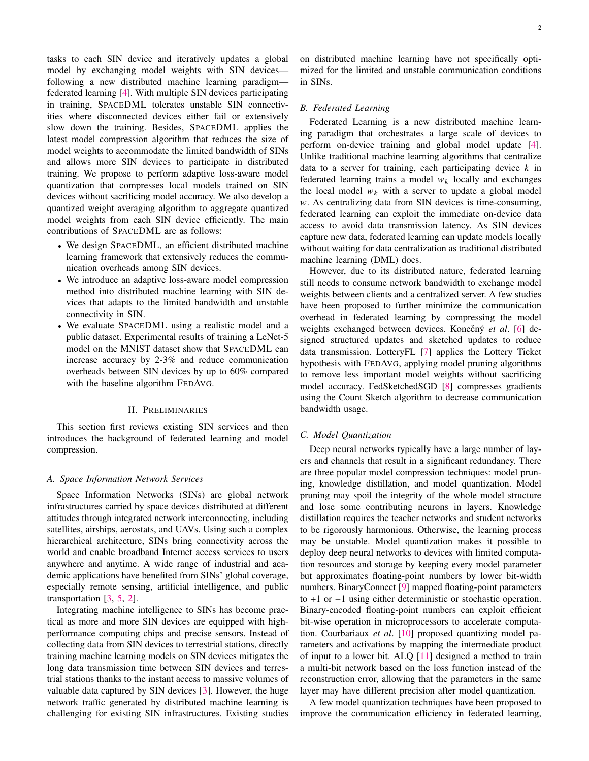tasks to each SIN device and iteratively updates a global model by exchanging model weights with SIN devices—following a new distributed machine learning paradigm—federated learning [4]. With multiple SIN devices participating in training, SPACEDML tolerates unstable SIN connectivities where disconnected devices either fail or extensively slow down the training. Besides, SPACEDML applies the latest model compression algorithm that reduces the size of model weights to accommodate the limited bandwidth of SINs and allows more SIN devices to participate in distributed training. We propose to perform adaptive loss-aware model quantization that compresses local models trained on SIN devices without sacrificing model accuracy. We also develop a quantized weight averaging algorithm to aggregate quantized model weights from each SIN device efficiently. The main contributions of SPACEDML are as follows:

- We design SPACEDML, an efficient distributed machine learning framework that extensively reduces the communication overheads among SIN devices.
- We introduce an adaptive loss-aware model compression method into distributed machine learning with SIN devices that adapts to the limited bandwidth and unstable connectivity in SIN.
- We evaluate SPACEDML using a realistic model and a public dataset. Experimental results of training a LeNet-5 model on the MNIST dataset show that SPACEDML can increase accuracy by 2-3% and reduce communication overheads between SIN devices by up to 60% compared with the baseline algorithm FEDAVG.

## II. PRELIMINARIES

This section first reviews existing SIN services and then introduces the background of federated learning and model compression.

### A. Space Information Network Services

Space Information Networks (SINs) are global network infrastructures carried by space devices distributed at different attitudes through integrated network interconnecting, including satellites, airships, aerostats, and UAVs. Using such a complex hierarchical architecture, SINs bring connectivity across the world and enable broadband Internet access services to users anywhere and anytime. A wide range of industrial and academic applications have benefited from SINs' global coverage, especially remote sensing, artificial intelligence, and public transportation [3, 5, 2].

Integrating machine intelligence to SINs has become practical as more and more SIN devices are equipped with high-performance computing chips and precise sensors. Instead of collecting data from SIN devices to terrestrial stations, directly training machine learning models on SIN devices mitigates the long data transmission time between SIN devices and terrestrial stations thanks to the instant access to massive volumes of valuable data captured by SIN devices [3]. However, the huge network traffic generated by distributed machine learning is challenging for existing SIN infrastructures. Existing studies on distributed machine learning have not specifically optimized for the limited and unstable communication conditions in SINs.

### B. Federated Learning

Federated Learning is a new distributed machine learning paradigm that orchestrates a large scale of devices to perform on-device training and global model update [4]. Unlike traditional machine learning algorithms that centralize data to a server for training, each participating device $k$ in federated learning trains a model $w_k$ locally and exchanges the local model $w_k$ with a server to update a global model $w$. As centralizing data from SIN devices is time-consuming, federated learning can exploit the immediate on-device data access to avoid data transmission latency. As SIN devices capture new data, federated learning can update models locally without waiting for data centralization as traditional distributed machine learning (DML) does.

However, due to its distributed nature, federated learning still needs to consume network bandwidth to exchange model weights between clients and a centralized server. A few studies have been proposed to further minimize the communication overhead in federated learning by compressing the model weights exchanged between devices. Konečný *et al*. [6] designed structured updates and sketched updates to reduce data transmission. LotteryFL [7] applies the Lottery Ticket hypothesis with FEDAVG, applying model pruning algorithms to remove less important model weights without sacrificing model accuracy. FedSketchedSGD [8] compresses gradients using the Count Sketch algorithm to decrease communication bandwidth usage.

### C. Model Quantization

Deep neural networks typically have a large number of layers and channels that result in a significant redundancy. There are three popular model compression techniques: model pruning, knowledge distillation, and model quantization. Model pruning may spoil the integrity of the whole model structure and lose some contributing neurons in layers. Knowledge distillation requires the teacher networks and student networks to be rigorously harmonious. Otherwise, the learning process may be unstable. Model quantization makes it possible to deploy deep neural networks to devices with limited computation resources and storage by keeping every model parameter but approximates floating-point numbers by lower bit-width numbers. BinaryConnect [9] mapped floating-point parameters to $+1$ or $-1$ using either deterministic or stochastic operation. Binary-encoded floating-point numbers can exploit efficient bit-wise operation in microprocessors to accelerate computation. Courbariaux *et al*. [10] proposed quantizing model parameters and activations by mapping the intermediate product of input to a lower bit. ALQ [11] designed a method to train a multi-bit network based on the loss function instead of the reconstruction error, allowing that the parameters in the same layer may have different precision after model quantization.

A few model quantization techniques have been proposed to improve the communication efficiency in federated learning,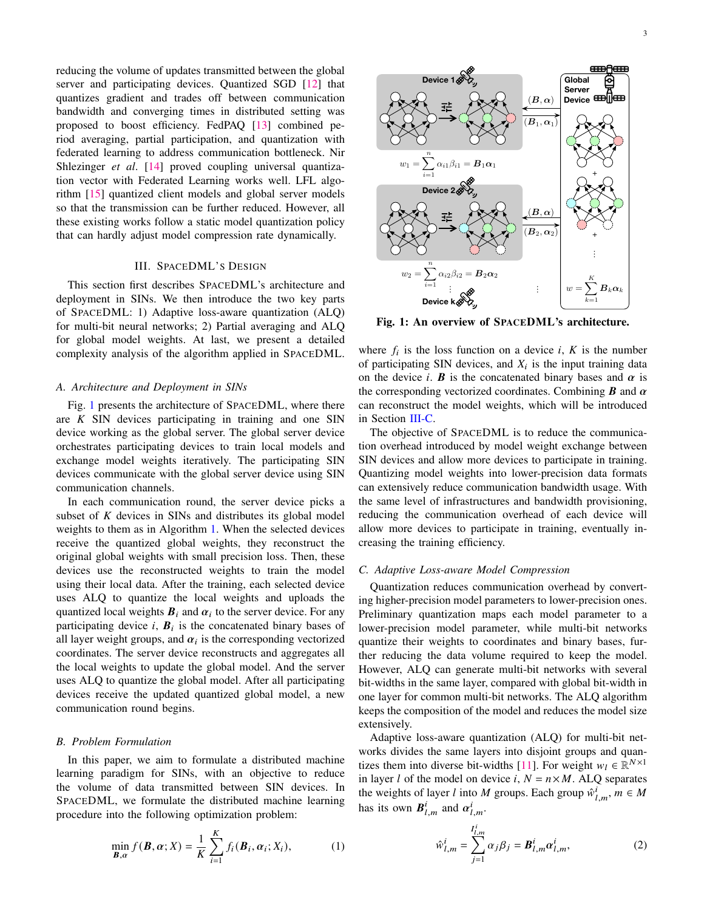reducing the volume of updates transmitted between the global server and participating devices. Quantized SGD [12] that quantizes gradient and trades off between communication bandwidth and converging times in distributed setting was proposed to boost efficiency. FedPAQ [13] combined period averaging, partial participation, and quantization with federated learning to address communication bottleneck. Nir Shlezinger *et al*. [14] proved coupling universal quantization vector with Federated Learning works well. LFL algorithm [15] quantized client models and global server models so that the transmission can be further reduced. However, all these existing works follow a static model quantization policy that can hardly adjust model compression rate dynamically.

## III. SpaceDML's Design

This section first describes SpaceDML's architecture and deployment in SINs. We then introduce the two key parts of SpaceDML: 1) Adaptive loss-aware quantization (ALQ) for multi-bit neural networks; 2) Partial averaging and ALQ for global model weights. At last, we present a detailed complexity analysis of the algorithm applied in SpaceDML.

### *A. Architecture and Deployment in SINs*

Fig. 1 presents the architecture of SpaceDML, where there are $K$ SIN devices participating in training and one SIN device working as the global server. The global server device orchestrates participating devices to train local models and exchange model weights iteratively. The participating SIN devices communicate with the global server device using SIN communication channels.

In each communication round, the server device picks a subset of $K$ devices in SINs and distributes its global model weights to them as in Algorithm 1. When the selected devices receive the quantized global weights, they reconstruct the original global weights with small precision loss. Then, these devices use the reconstructed weights to train the model using their local data. After the training, each selected device uses ALQ to quantize the local weights and uploads the quantized local weights $\boldsymbol{B}_i$ and $\boldsymbol{\alpha}_i$ to the server device. For any participating device $i$, $\boldsymbol{B}_i$ is the concatenated binary bases of all layer weight groups, and $\boldsymbol{\alpha}_i$ is the corresponding vectorized coordinates. The server device reconstructs and aggregates all the local weights to update the global model. And the server uses ALQ to quantize the global model. After all participating devices receive the updated quantized global model, a new communication round begins.

### *B. Problem Formulation*

In this paper, we aim to formulate a distributed machine learning paradigm for SINs, with an objective to reduce the volume of data transmitted between SIN devices. In SpaceDML, we formulate the distributed machine learning procedure into the following optimization problem:

$$\min_{\boldsymbol{B},\boldsymbol{\alpha}} f(\boldsymbol{B},\boldsymbol{\alpha};X) = \frac{1}{K}\sum_{i=1}^{K} f_i(\boldsymbol{B}_i,\boldsymbol{\alpha}_i;X_i), \tag{1}$$

Fig. 1: An overview of SpaceDML's architecture.

where $f_i$ is the loss function on a device $i$, $K$ is the number of participating SIN devices, and $X_i$ is the input training data on the device $i$. $\boldsymbol{B}$ is the concatenated binary bases and $\boldsymbol{\alpha}$ is the corresponding vectorized coordinates. Combining $\boldsymbol{B}$ and $\boldsymbol{\alpha}$ can reconstruct the model weights, which will be introduced in Section III-C.

The objective of SpaceDML is to reduce the communication overhead introduced by model weight exchange between SIN devices and allow more devices to participate in training. Quantizing model weights into lower-precision data formats can extensively reduce communication bandwidth usage. With the same level of infrastructures and bandwidth provisioning, reducing the communication overhead of each device will allow more devices to participate in training, eventually increasing the training efficiency.

### *C. Adaptive Loss-aware Model Compression*

Quantization reduces communication overhead by converting higher-precision model parameters to lower-precision ones. Preliminary quantization maps each model parameter to a lower-precision model parameter, while multi-bit networks quantize their weights to coordinates and binary bases, further reducing the data volume required to keep the model. However, ALQ can generate multi-bit networks with several bit-widths in the same layer, compared with global bit-width in one layer for common multi-bit networks. The ALQ algorithm keeps the composition of the model and reduces the model size extensively.

Adaptive loss-aware quantization (ALQ) for multi-bit networks divides the same layers into disjoint groups and quantizes them into diverse bit-widths [11]. For weight $w_l \in \mathbb{R}^{N\times 1}$ in layer $l$ of the model on device $i$, $N = n \times M$. ALQ separates the weights of layer $l$ into $M$ groups. Each group $\hat{w}^i_{l,m}$, $m \in M$ has its own $\boldsymbol{B}^i_{l,m}$ and $\boldsymbol{\alpha}^i_{l,m}$.

$$\hat{w}^i_{l,m} = \sum_{j=1}^{I^i_{l,m}} \alpha_j \beta_j = \boldsymbol{B}^i_{l,m}\boldsymbol{\alpha}^i_{l,m}, \tag{2}$$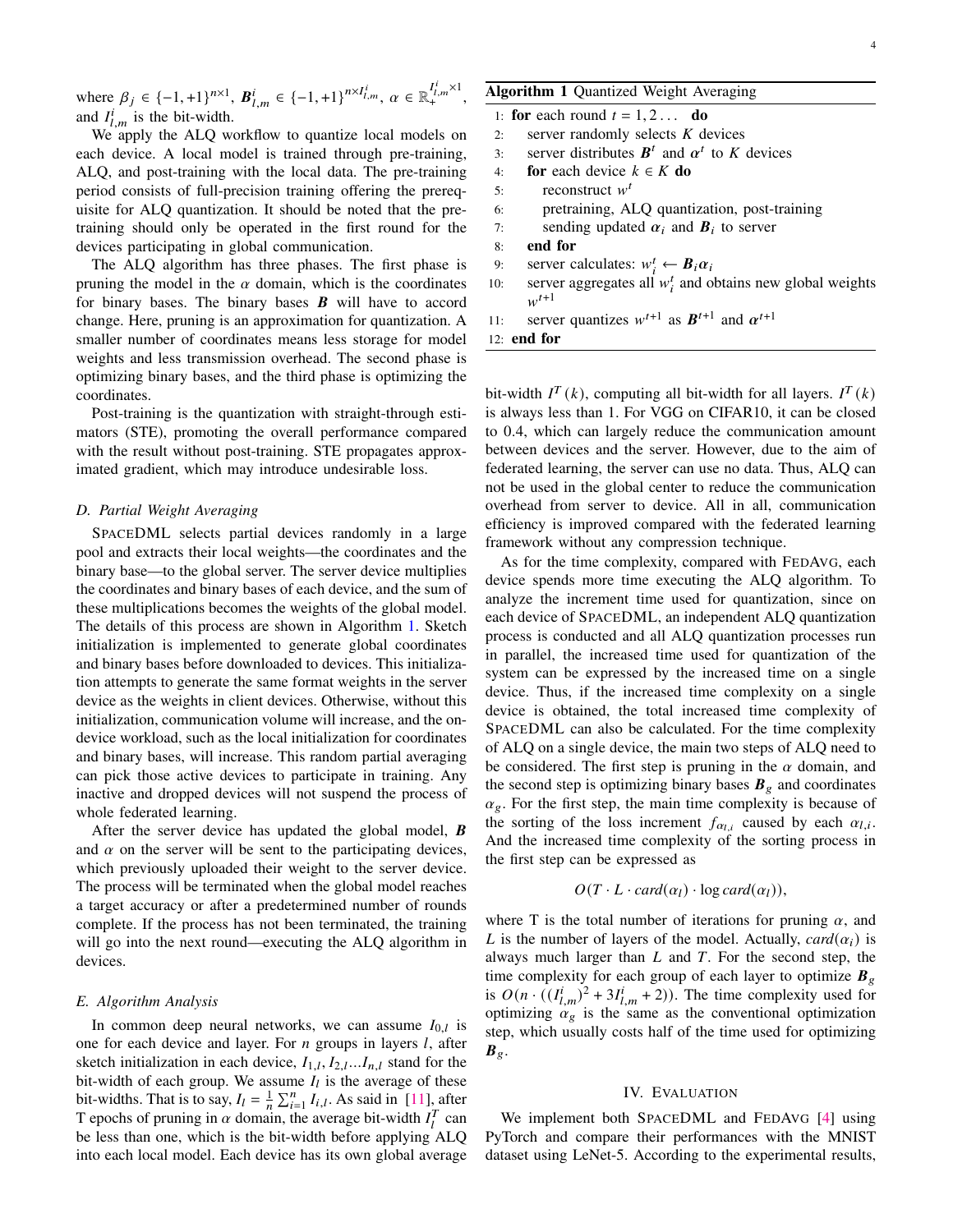where $\beta_j \in \{-1,+1\}^{n\times 1}$, $\boldsymbol{B}^i_{l,m} \in \{-1,+1\}^{n\times I^i_{l,m}}$, $\alpha \in \mathbb{R}_+^{I^i_{l,m}\times 1}$, and $I^i_{l,m}$ is the bit-width.

We apply the ALQ workflow to quantize local models on each device. A local model is trained through pre-training, ALQ, and post-training with the local data. The pre-training period consists of full-precision training offering the prerequisite for ALQ quantization. It should be noted that the pre-training should only be operated in the first round for the devices participating in global communication.

The ALQ algorithm has three phases. The first phase is pruning the model in the $\alpha$ domain, which is the coordinates for binary bases. The binary bases $\boldsymbol{B}$ will have to accord change. Here, pruning is an approximation for quantization. A smaller number of coordinates means less storage for model weights and less transmission overhead. The second phase is optimizing binary bases, and the third phase is optimizing the coordinates.

Post-training is the quantization with straight-through estimators (STE), promoting the overall performance compared with the result without post-training. STE propagates approximated gradient, which may introduce undesirable loss.

### D. Partial Weight Averaging

SpaceDML selects partial devices randomly in a large pool and extracts their local weights—the coordinates and the binary base—to the global server. The server device multiplies the coordinates and binary bases of each device, and the sum of these multiplications becomes the weights of the global model. The details of this process are shown in Algorithm 1. Sketch initialization is implemented to generate global coordinates and binary bases before downloaded to devices. This initialization attempts to generate the same format weights in the server device as the weights in client devices. Otherwise, without this initialization, communication volume will increase, and the on-device workload, such as the local initialization for coordinates and binary bases, will increase. This random partial averaging can pick those active devices to participate in training. Any inactive and dropped devices will not suspend the process of whole federated learning.

After the server device has updated the global model, $\boldsymbol{B}$ and $\alpha$ on the server will be sent to the participating devices, which previously uploaded their weight to the server device. The process will be terminated when the global model reaches a target accuracy or after a predetermined number of rounds complete. If the process has not been terminated, the training will go into the next round—executing the ALQ algorithm in devices.

### E. Algorithm Analysis

In common deep neural networks, we can assume $I_{0,l}$ is one for each device and layer. For $n$ groups in layers $l$, after sketch initialization in each device, $I_{1,l}, I_{2,l}...I_{n,l}$ stand for the bit-width of each group. We assume $I_l$ is the average of these bit-widths. That is to say, $I_l = \frac{1}{n}\sum_{i=1}^{n} I_{i,l}$. As said in [11], after T epochs of pruning in $\alpha$ domain, the average bit-width $I_l^T$ can be less than one, which is the bit-width before applying ALQ into each local model. Each device has its own global average bit-width $I^T(k)$, computing all bit-width for all layers. $I^T(k)$ is always less than 1. For VGG on CIFAR10, it can be closed to 0.4, which can largely reduce the communication amount between devices and the server. However, due to the aim of federated learning, the server can use no data. Thus, ALQ can not be used in the global center to reduce the communication overhead from server to device. All in all, communication efficiency is improved compared with the federated learning framework without any compression technique.

As for the time complexity, compared with FedAvg, each device spends more time executing the ALQ algorithm. To analyze the increment time used for quantization, since on each device of SpaceDML, an independent ALQ quantization process is conducted and all ALQ quantization processes run in parallel, the increased time used for quantization of the system can be expressed by the increased time on a single device. Thus, if the increased time complexity on a single device is obtained, the total increased time complexity of SpaceDML can also be calculated. For the time complexity of ALQ on a single device, the main two steps of ALQ need to be considered. The first step is pruning in the $\alpha$ domain, and the second step is optimizing binary bases $\boldsymbol{B}_g$ and coordinates $\alpha_g$. For the first step, the main time complexity is because of the sorting of the loss increment $f_{\alpha_{l,i}}$ caused by each $\alpha_{l,i}$. And the increased time complexity of the sorting process in the first step can be expressed as

$$O(T \cdot L \cdot card(\alpha_l) \cdot \log card(\alpha_l)),$$

where T is the total number of iterations for pruning $\alpha$, and $L$ is the number of layers of the model. Actually, $card(\alpha_i)$ is always much larger than $L$ and $T$. For the second step, the time complexity for each group of each layer to optimize $\boldsymbol{B}_g$ is $O(n \cdot ((I^i_{l,m})^2 + 3I^i_{l,m} + 2))$. The time complexity used for optimizing $\alpha_g$ is the same as the conventional optimization step, which usually costs half of the time used for optimizing $\boldsymbol{B}_g$.

**Algorithm 1** Quantized Weight Averaging

```
1:  for each round t = 1, 2 ...  do
2:      server randomly selects K devices
3:      server distributes B^t and α^t to K devices
4:      for each device k ∈ K do
5:          reconstruct w^t
6:          pretraining, ALQ quantization, post-training
7:          sending updated α_i and B_i to server
8:      end for
9:      server calculates: w_i^t ← B_i α_i
10:     server aggregates all w_i^t and obtains new global weights w^{t+1}
11:     server quantizes w^{t+1} as B^{t+1} and α^{t+1}
12: end for
```

## IV. Evaluation

We implement both SpaceDML and FedAvg [4] using PyTorch and compare their performances with the MNIST dataset using LeNet-5. According to the experimental results,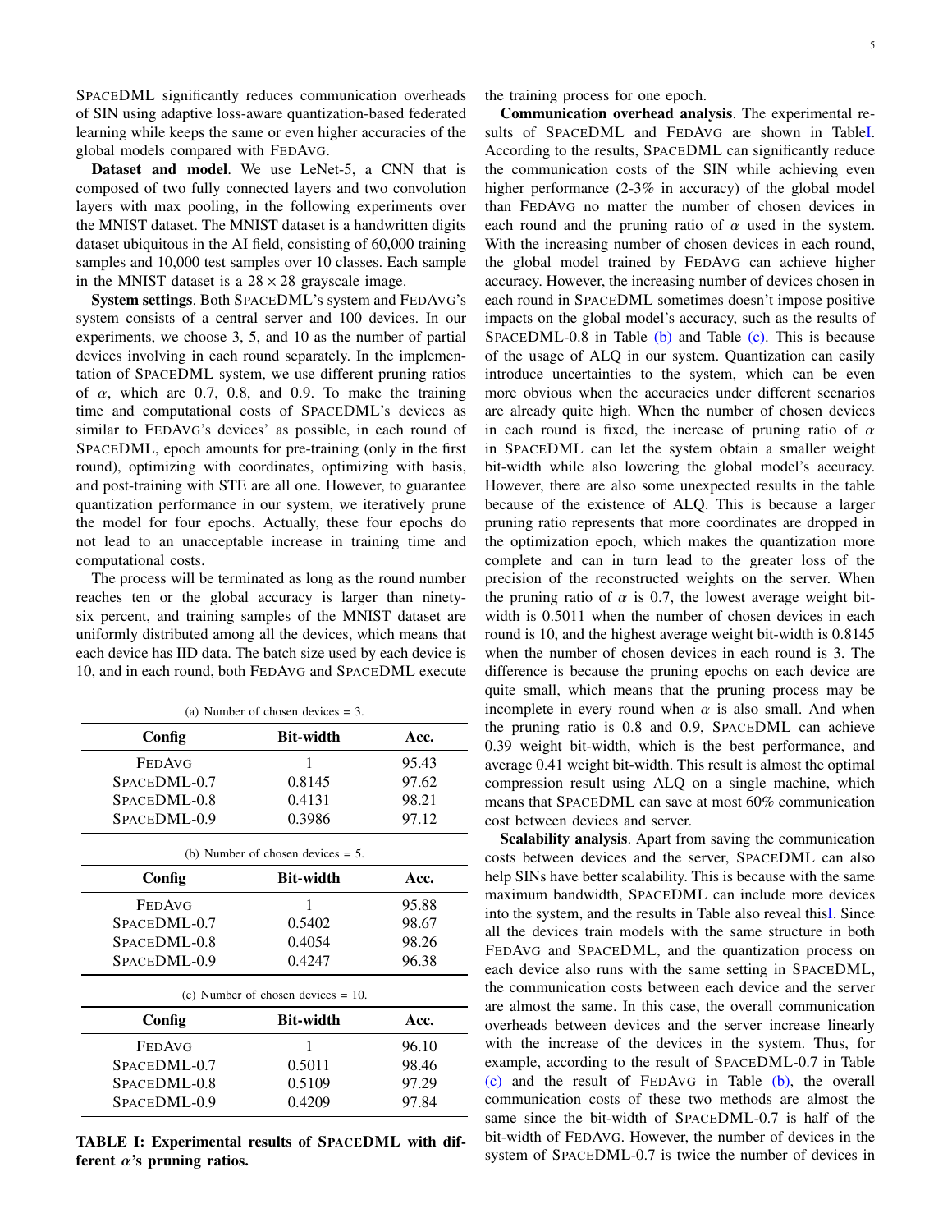SpaceDML significantly reduces communication overheads of SIN using adaptive loss-aware quantization-based federated learning while keeps the same or even higher accuracies of the global models compared with FedAvg.

**Dataset and model**. We use LeNet-5, a CNN that is composed of two fully connected layers and two convolution layers with max pooling, in the following experiments over the MNIST dataset. The MNIST dataset is a handwritten digits dataset ubiquitous in the AI field, consisting of 60,000 training samples and 10,000 test samples over 10 classes. Each sample in the MNIST dataset is a $28 \times 28$ grayscale image.

**System settings**. Both SpaceDML's system and FedAvg's system consists of a central server and 100 devices. In our experiments, we choose 3, 5, and 10 as the number of partial devices involving in each round separately. In the implementation of SpaceDML system, we use different pruning ratios of $\alpha$, which are 0.7, 0.8, and 0.9. To make the training time and computational costs of SpaceDML's devices as similar to FedAvg's devices' as possible, in each round of SpaceDML, epoch amounts for pre-training (only in the first round), optimizing with coordinates, optimizing with basis, and post-training with STE are all one. However, to guarantee quantization performance in our system, we iteratively prune the model for four epochs. Actually, these four epochs do not lead to an unacceptable increase in training time and computational costs.

The process will be terminated as long as the round number reaches ten or the global accuracy is larger than ninety-six percent, and training samples of the MNIST dataset are uniformly distributed among all the devices, which means that each device has IID data. The batch size used by each device is 10, and in each round, both FedAvg and SpaceDML execute the training process for one epoch.

(a) Number of chosen devices = 3.

| Config | Bit-width | Acc. |
|---|---|---|
| FedAvg | 1 | 95.43 |
| SpaceDML-0.7 | 0.8145 | 97.62 |
| SpaceDML-0.8 | 0.4131 | 98.21 |
| SpaceDML-0.9 | 0.3986 | 97.12 |

(b) Number of chosen devices = 5.

| Config | Bit-width | Acc. |
|---|---|---|
| FedAvg | 1 | 95.88 |
| SpaceDML-0.7 | 0.5402 | 98.67 |
| SpaceDML-0.8 | 0.4054 | 98.26 |
| SpaceDML-0.9 | 0.4247 | 96.38 |

(c) Number of chosen devices = 10.

| Config | Bit-width | Acc. |
|---|---|---|
| FedAvg | 1 | 96.10 |
| SpaceDML-0.7 | 0.5011 | 98.46 |
| SpaceDML-0.8 | 0.5109 | 97.29 |
| SpaceDML-0.9 | 0.4209 | 97.84 |

**TABLE I: Experimental results of SpaceDML with different $\alpha$'s pruning ratios.**

**Communication overhead analysis**. The experimental results of SpaceDML and FedAvg are shown in TableI. According to the results, SpaceDML can significantly reduce the communication costs of the SIN while achieving even higher performance (2-3% in accuracy) of the global model than FedAvg no matter the number of chosen devices in each round and the pruning ratio of $\alpha$ used in the system. With the increasing number of chosen devices in each round, the global model trained by FedAvg can achieve higher accuracy. However, the increasing number of devices chosen in each round in SpaceDML sometimes doesn't impose positive impacts on the global model's accuracy, such as the results of SpaceDML-0.8 in Table (b) and Table (c). This is because of the usage of ALQ in our system. Quantization can easily introduce uncertainties to the system, which can be even more obvious when the accuracies under different scenarios are already quite high. When the number of chosen devices in each round is fixed, the increase of pruning ratio of $\alpha$ in SpaceDML can let the system obtain a smaller weight bit-width while also lowering the global model's accuracy. However, there are also some unexpected results in the table because of the existence of ALQ. This is because a larger pruning ratio represents that more coordinates are dropped in the optimization epoch, which makes the quantization more complete and can in turn lead to the greater loss of the precision of the reconstructed weights on the server. When the pruning ratio of $\alpha$ is 0.7, the lowest average weight bit-width is 0.5011 when the number of chosen devices in each round is 10, and the highest average weight bit-width is 0.8145 when the number of chosen devices in each round is 3. The difference is because the pruning epochs on each device are quite small, which means that the pruning process may be incomplete in every round when $\alpha$ is also small. And when the pruning ratio is 0.8 and 0.9, SpaceDML can achieve 0.39 weight bit-width, which is the best performance, and average 0.41 weight bit-width. This result is almost the optimal compression result using ALQ on a single machine, which means that SpaceDML can save at most 60% communication cost between devices and server.

**Scalability analysis**. Apart from saving the communication costs between devices and the server, SpaceDML can also help SINs have better scalability. This is because with the same maximum bandwidth, SpaceDML can include more devices into the system, and the results in Table also reveal thisI. Since all the devices train models with the same structure in both FedAvg and SpaceDML, and the quantization process on each device also runs with the same setting in SpaceDML, the communication costs between each device and the server are almost the same. In this case, the overall communication overheads between devices and the server increase linearly with the increase of the devices in the system. Thus, for example, according to the result of SpaceDML-0.7 in Table (c) and the result of FedAvg in Table (b), the overall communication costs of these two methods are almost the same since the bit-width of SpaceDML-0.7 is half of the bit-width of FedAvg. However, the number of devices in the system of SpaceDML-0.7 is twice the number of devices in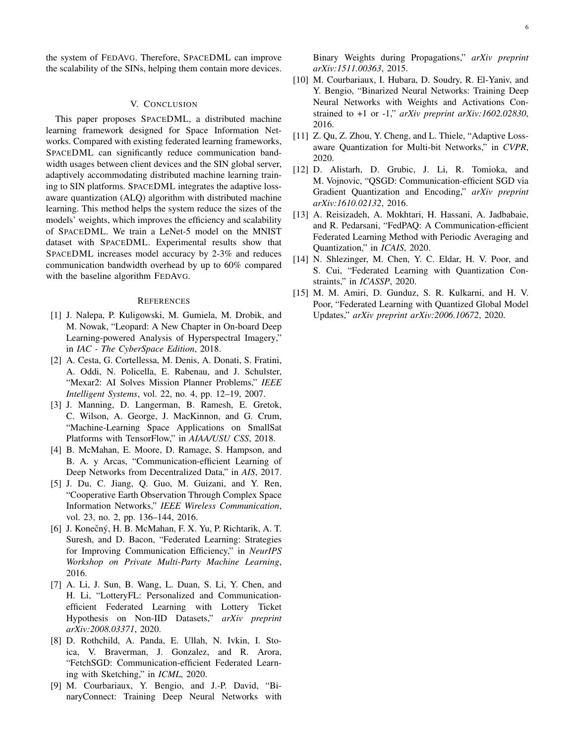the system of FedAvg. Therefore, SpaceDML can improve the scalability of the SINs, helping them contain more devices.

## V. Conclusion

This paper proposes SpaceDML, a distributed machine learning framework designed for Space Information Networks. Compared with existing federated learning frameworks, SpaceDML can significantly reduce communication bandwidth usages between client devices and the SIN global server, adaptively accommodating distributed machine learning training to SIN platforms. SpaceDML integrates the adaptive loss-aware quantization (ALQ) algorithm with distributed machine learning. This method helps the system reduce the sizes of the models' weights, which improves the efficiency and scalability of SpaceDML. We train a LeNet-5 model on the MNIST dataset with SpaceDML. Experimental results show that SpaceDML increases model accuracy by 2-3% and reduces communication bandwidth overhead by up to 60% compared with the baseline algorithm FedAvg.

## References

[1] J. Nalepa, P. Kuligowski, M. Gumiela, M. Drobik, and M. Nowak, "Leopard: A New Chapter in On-board Deep Learning-powered Analysis of Hyperspectral Imagery," in *IAC - The CyberSpace Edition*, 2018.

[2] A. Cesta, G. Cortellessa, M. Denis, A. Donati, S. Fratini, A. Oddi, N. Policella, E. Rabenau, and J. Schulster, "Mexar2: AI Solves Mission Planner Problems," *IEEE Intelligent Systems*, vol. 22, no. 4, pp. 12–19, 2007.

[3] J. Manning, D. Langerman, B. Ramesh, E. Gretok, C. Wilson, A. George, J. MacKinnon, and G. Crum, "Machine-Learning Space Applications on SmallSat Platforms with TensorFlow," in *AIAA/USU CSS*, 2018.

[4] B. McMahan, E. Moore, D. Ramage, S. Hampson, and B. A. y Arcas, "Communication-efficient Learning of Deep Networks from Decentralized Data," in *AIS*, 2017.

[5] J. Du, C. Jiang, Q. Guo, M. Guizani, and Y. Ren, "Cooperative Earth Observation Through Complex Space Information Networks," *IEEE Wireless Communication*, vol. 23, no. 2, pp. 136–144, 2016.

[6] J. Konečný, H. B. McMahan, F. X. Yu, P. Richtarik, A. T. Suresh, and D. Bacon, "Federated Learning: Strategies for Improving Communication Efficiency," in *NeurIPS Workshop on Private Multi-Party Machine Learning*, 2016.

[7] A. Li, J. Sun, B. Wang, L. Duan, S. Li, Y. Chen, and H. Li, "LotteryFL: Personalized and Communication-efficient Federated Learning with Lottery Ticket Hypothesis on Non-IID Datasets," *arXiv preprint arXiv:2008.03371*, 2020.

[8] D. Rothchild, A. Panda, E. Ullah, N. Ivkin, I. Stoica, V. Braverman, J. Gonzalez, and R. Arora, "FetchSGD: Communication-efficient Federated Learning with Sketching," in *ICML*, 2020.

[9] M. Courbariaux, Y. Bengio, and J.-P. David, "BinaryConnect: Training Deep Neural Networks with Binary Weights during Propagations," *arXiv preprint arXiv:1511.00363*, 2015.

[10] M. Courbariaux, I. Hubara, D. Soudry, R. El-Yaniv, and Y. Bengio, "Binarized Neural Networks: Training Deep Neural Networks with Weights and Activations Constrained to +1 or -1," *arXiv preprint arXiv:1602.02830*, 2016.

[11] Z. Qu, Z. Zhou, Y. Cheng, and L. Thiele, "Adaptive Loss-aware Quantization for Multi-bit Networks," in *CVPR*, 2020.

[12] D. Alistarh, D. Grubic, J. Li, R. Tomioka, and M. Vojnovic, "QSGD: Communication-efficient SGD via Gradient Quantization and Encoding," *arXiv preprint arXiv:1610.02132*, 2016.

[13] A. Reisizadeh, A. Mokhtari, H. Hassani, A. Jadbabaie, and R. Pedarsani, "FedPAQ: A Communication-efficient Federated Learning Method with Periodic Averaging and Quantization," in *ICAIS*, 2020.

[14] N. Shlezinger, M. Chen, Y. C. Eldar, H. V. Poor, and S. Cui, "Federated Learning with Quantization Constraints," in *ICASSP*, 2020.

[15] M. M. Amiri, D. Gunduz, S. R. Kulkarni, and H. V. Poor, "Federated Learning with Quantized Global Model Updates," *arXiv preprint arXiv:2006.10672*, 2020.